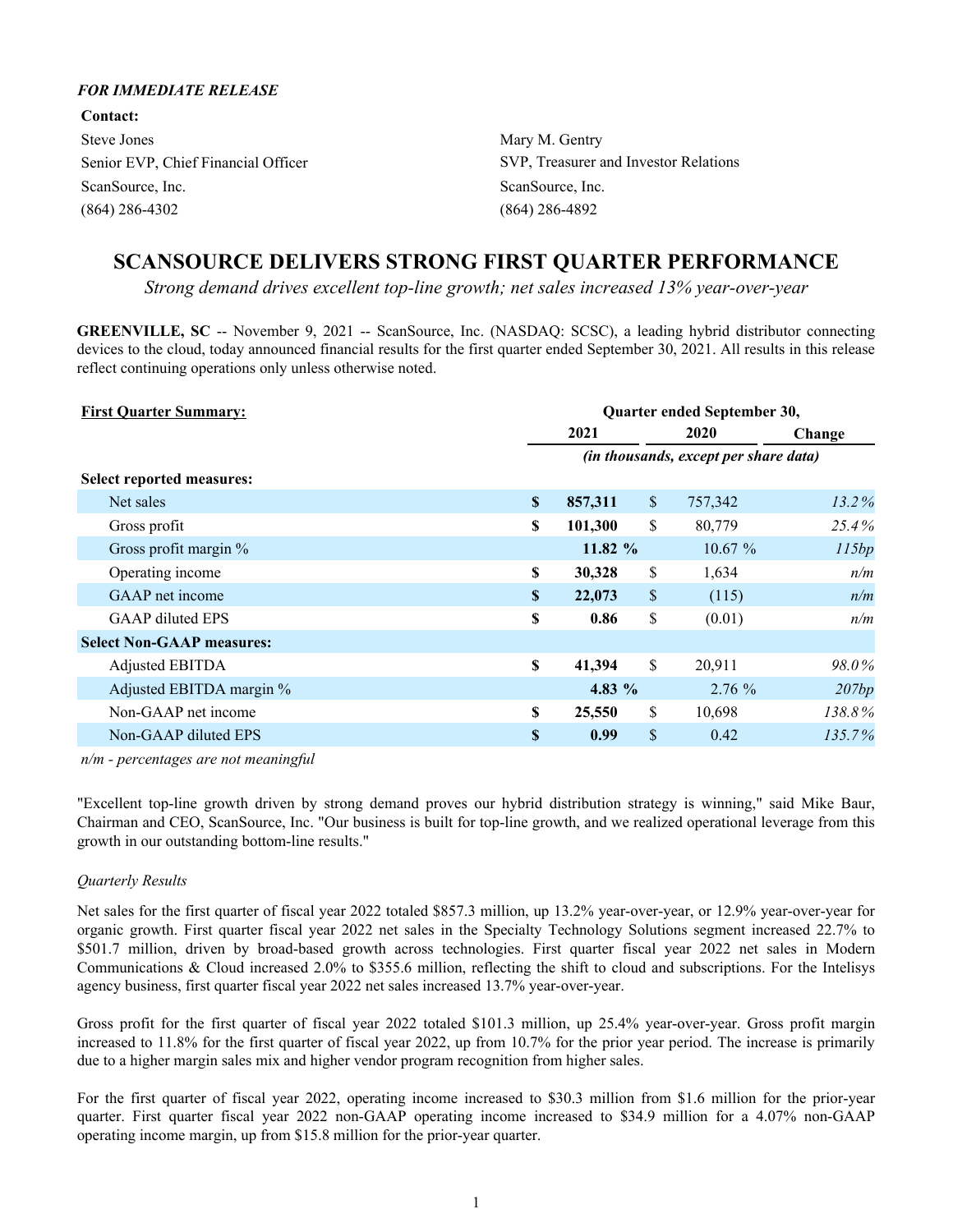***FOR IMMEDIATE RELEASE***

**Contact:**

Steve Jones
Senior EVP, Chief Financial Officer
ScanSource, Inc.
(864) 286-4302

Mary M. Gentry
SVP, Treasurer and Investor Relations
ScanSource, Inc.
(864) 286-4892

# SCANSOURCE DELIVERS STRONG FIRST QUARTER PERFORMANCE

*Strong demand drives excellent top-line growth; net sales increased 13% year-over-year*

**GREENVILLE, SC** -- November 9, 2021 -- ScanSource, Inc. (NASDAQ: SCSC), a leading hybrid distributor connecting devices to the cloud, today announced financial results for the first quarter ended September 30, 2021. All results in this release reflect continuing operations only unless otherwise noted.

| **First Quarter Summary:** | Quarter ended September 30, | | |
|---|---|---|---|
| | **2021** | **2020** | **Change** |
| | *(in thousands, except per share data)* | | |
| **Select reported measures:** | | | |
| Net sales | **$ 857,311** | $ 757,342 | *13.2%* |
| Gross profit | **$ 101,300** | $ 80,779 | *25.4%* |
| Gross profit margin % | **11.82 %** | 10.67 % | *115bp* |
| Operating income | **$ 30,328** | $ 1,634 | *n/m* |
| GAAP net income | **$ 22,073** | $ (115) | *n/m* |
| GAAP diluted EPS | **$ 0.86** | $ (0.01) | *n/m* |
| **Select Non-GAAP measures:** | | | |
| Adjusted EBITDA | **$ 41,394** | $ 20,911 | *98.0%* |
| Adjusted EBITDA margin % | **4.83 %** | 2.76 % | *207bp* |
| Non-GAAP net income | **$ 25,550** | $ 10,698 | *138.8%* |
| Non-GAAP diluted EPS | **$ 0.99** | $ 0.42 | *135.7%* |

*n/m - percentages are not meaningful*

"Excellent top-line growth driven by strong demand proves our hybrid distribution strategy is winning," said Mike Baur, Chairman and CEO, ScanSource, Inc. "Our business is built for top-line growth, and we realized operational leverage from this growth in our outstanding bottom-line results."

*Quarterly Results*

Net sales for the first quarter of fiscal year 2022 totaled $857.3 million, up 13.2% year-over-year, or 12.9% year-over-year for organic growth. First quarter fiscal year 2022 net sales in the Specialty Technology Solutions segment increased 22.7% to $501.7 million, driven by broad-based growth across technologies. First quarter fiscal year 2022 net sales in Modern Communications & Cloud increased 2.0% to $355.6 million, reflecting the shift to cloud and subscriptions. For the Intelisys agency business, first quarter fiscal year 2022 net sales increased 13.7% year-over-year.

Gross profit for the first quarter of fiscal year 2022 totaled $101.3 million, up 25.4% year-over-year. Gross profit margin increased to 11.8% for the first quarter of fiscal year 2022, up from 10.7% for the prior year period. The increase is primarily due to a higher margin sales mix and higher vendor program recognition from higher sales.

For the first quarter of fiscal year 2022, operating income increased to $30.3 million from $1.6 million for the prior-year quarter. First quarter fiscal year 2022 non-GAAP operating income increased to $34.9 million for a 4.07% non-GAAP operating income margin, up from $15.8 million for the prior-year quarter.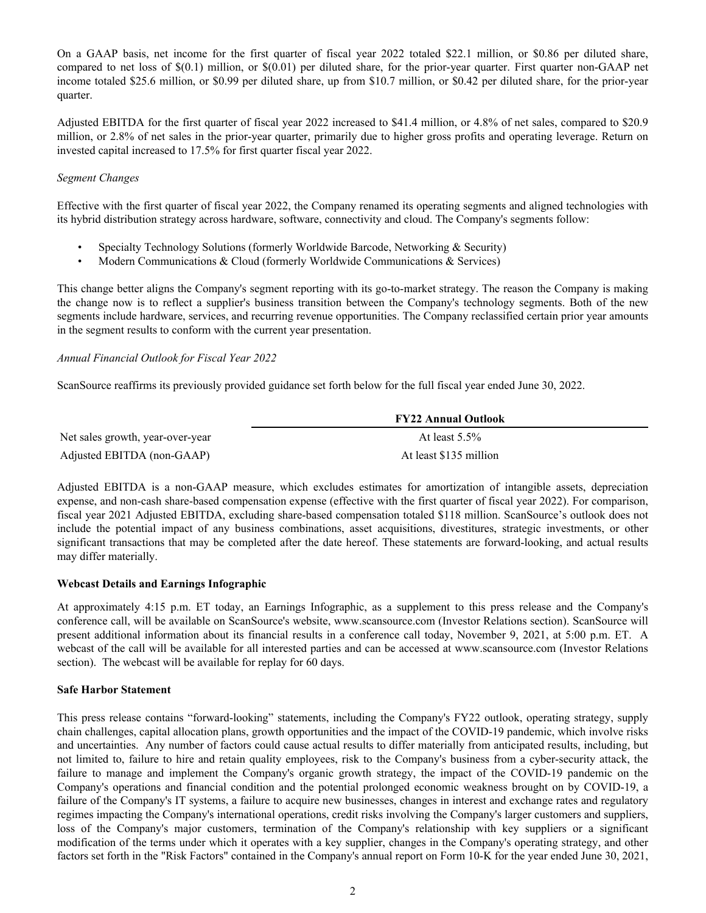On a GAAP basis, net income for the first quarter of fiscal year 2022 totaled $22.1 million, or $0.86 per diluted share, compared to net loss of $(0.1) million, or $(0.01) per diluted share, for the prior-year quarter. First quarter non-GAAP net income totaled $25.6 million, or $0.99 per diluted share, up from $10.7 million, or $0.42 per diluted share, for the prior-year quarter.

Adjusted EBITDA for the first quarter of fiscal year 2022 increased to $41.4 million, or 4.8% of net sales, compared to $20.9 million, or 2.8% of net sales in the prior-year quarter, primarily due to higher gross profits and operating leverage. Return on invested capital increased to 17.5% for first quarter fiscal year 2022.

*Segment Changes*

Effective with the first quarter of fiscal year 2022, the Company renamed its operating segments and aligned technologies with its hybrid distribution strategy across hardware, software, connectivity and cloud. The Company's segments follow:

- Specialty Technology Solutions (formerly Worldwide Barcode, Networking & Security)
- Modern Communications & Cloud (formerly Worldwide Communications & Services)

This change better aligns the Company's segment reporting with its go-to-market strategy. The reason the Company is making the change now is to reflect a supplier's business transition between the Company's technology segments. Both of the new segments include hardware, services, and recurring revenue opportunities. The Company reclassified certain prior year amounts in the segment results to conform with the current year presentation.

*Annual Financial Outlook for Fiscal Year 2022*

ScanSource reaffirms its previously provided guidance set forth below for the full fiscal year ended June 30, 2022.

| | FY22 Annual Outlook |
|---|---|
| Net sales growth, year-over-year | At least 5.5% |
| Adjusted EBITDA (non-GAAP) | At least $135 million |

Adjusted EBITDA is a non-GAAP measure, which excludes estimates for amortization of intangible assets, depreciation expense, and non-cash share-based compensation expense (effective with the first quarter of fiscal year 2022). For comparison, fiscal year 2021 Adjusted EBITDA, excluding share-based compensation totaled $118 million. ScanSource's outlook does not include the potential impact of any business combinations, asset acquisitions, divestitures, strategic investments, or other significant transactions that may be completed after the date hereof. These statements are forward-looking, and actual results may differ materially.

**Webcast Details and Earnings Infographic**

At approximately 4:15 p.m. ET today, an Earnings Infographic, as a supplement to this press release and the Company's conference call, will be available on ScanSource's website, www.scansource.com (Investor Relations section). ScanSource will present additional information about its financial results in a conference call today, November 9, 2021, at 5:00 p.m. ET. A webcast of the call will be available for all interested parties and can be accessed at www.scansource.com (Investor Relations section). The webcast will be available for replay for 60 days.

**Safe Harbor Statement**

This press release contains "forward-looking" statements, including the Company's FY22 outlook, operating strategy, supply chain challenges, capital allocation plans, growth opportunities and the impact of the COVID-19 pandemic, which involve risks and uncertainties. Any number of factors could cause actual results to differ materially from anticipated results, including, but not limited to, failure to hire and retain quality employees, risk to the Company's business from a cyber-security attack, the failure to manage and implement the Company's organic growth strategy, the impact of the COVID-19 pandemic on the Company's operations and financial condition and the potential prolonged economic weakness brought on by COVID-19, a failure of the Company's IT systems, a failure to acquire new businesses, changes in interest and exchange rates and regulatory regimes impacting the Company's international operations, credit risks involving the Company's larger customers and suppliers, loss of the Company's major customers, termination of the Company's relationship with key suppliers or a significant modification of the terms under which it operates with a key supplier, changes in the Company's operating strategy, and other factors set forth in the "Risk Factors" contained in the Company's annual report on Form 10-K for the year ended June 30, 2021,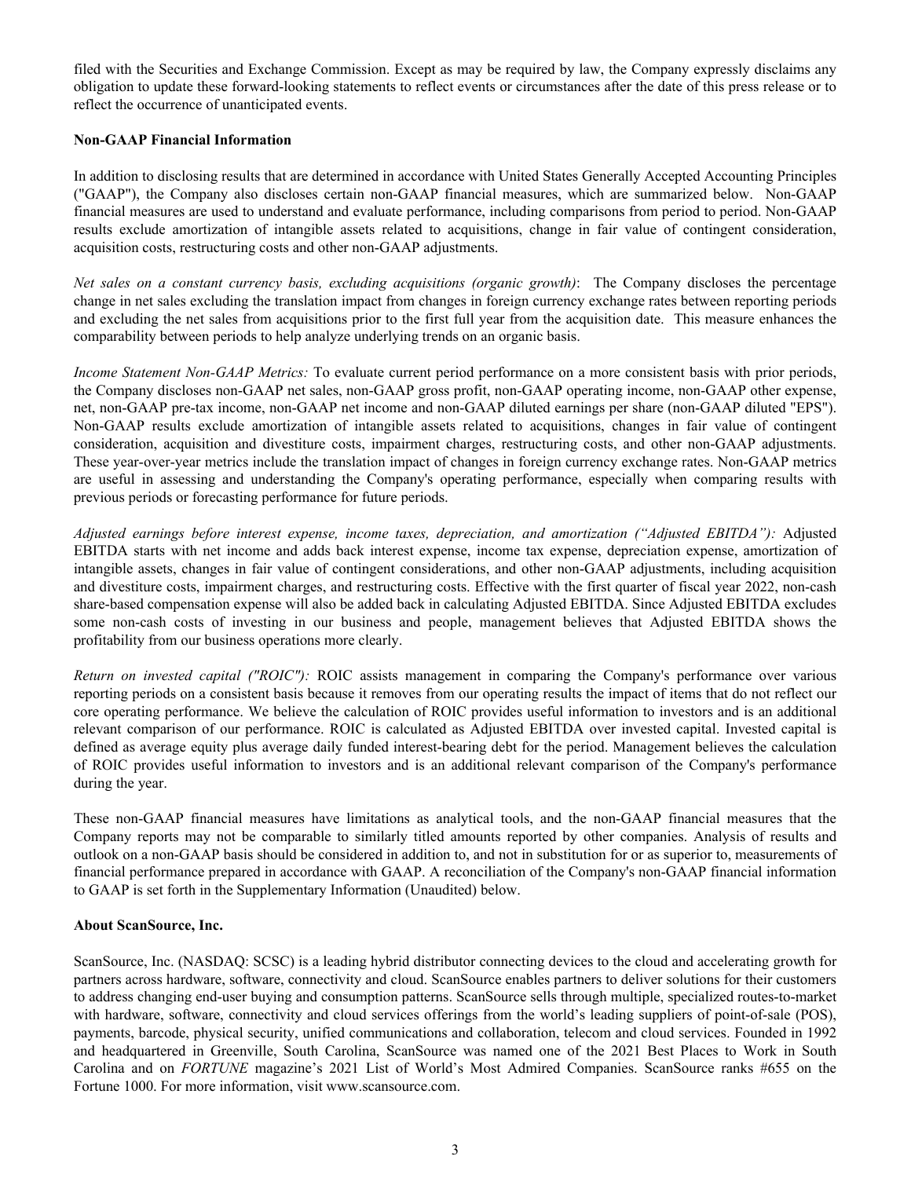filed with the Securities and Exchange Commission. Except as may be required by law, the Company expressly disclaims any obligation to update these forward-looking statements to reflect events or circumstances after the date of this press release or to reflect the occurrence of unanticipated events.

**Non-GAAP Financial Information**

In addition to disclosing results that are determined in accordance with United States Generally Accepted Accounting Principles ("GAAP"), the Company also discloses certain non-GAAP financial measures, which are summarized below. Non-GAAP financial measures are used to understand and evaluate performance, including comparisons from period to period. Non-GAAP results exclude amortization of intangible assets related to acquisitions, change in fair value of contingent consideration, acquisition costs, restructuring costs and other non-GAAP adjustments.

*Net sales on a constant currency basis, excluding acquisitions (organic growth)*: The Company discloses the percentage change in net sales excluding the translation impact from changes in foreign currency exchange rates between reporting periods and excluding the net sales from acquisitions prior to the first full year from the acquisition date. This measure enhances the comparability between periods to help analyze underlying trends on an organic basis.

*Income Statement Non-GAAP Metrics:* To evaluate current period performance on a more consistent basis with prior periods, the Company discloses non-GAAP net sales, non-GAAP gross profit, non-GAAP operating income, non-GAAP other expense, net, non-GAAP pre-tax income, non-GAAP net income and non-GAAP diluted earnings per share (non-GAAP diluted "EPS"). Non-GAAP results exclude amortization of intangible assets related to acquisitions, changes in fair value of contingent consideration, acquisition and divestiture costs, impairment charges, restructuring costs, and other non-GAAP adjustments. These year-over-year metrics include the translation impact of changes in foreign currency exchange rates. Non-GAAP metrics are useful in assessing and understanding the Company's operating performance, especially when comparing results with previous periods or forecasting performance for future periods.

*Adjusted earnings before interest expense, income taxes, depreciation, and amortization ("Adjusted EBITDA"):* Adjusted EBITDA starts with net income and adds back interest expense, income tax expense, depreciation expense, amortization of intangible assets, changes in fair value of contingent considerations, and other non-GAAP adjustments, including acquisition and divestiture costs, impairment charges, and restructuring costs. Effective with the first quarter of fiscal year 2022, non-cash share-based compensation expense will also be added back in calculating Adjusted EBITDA. Since Adjusted EBITDA excludes some non-cash costs of investing in our business and people, management believes that Adjusted EBITDA shows the profitability from our business operations more clearly.

*Return on invested capital ("ROIC"):* ROIC assists management in comparing the Company's performance over various reporting periods on a consistent basis because it removes from our operating results the impact of items that do not reflect our core operating performance. We believe the calculation of ROIC provides useful information to investors and is an additional relevant comparison of our performance. ROIC is calculated as Adjusted EBITDA over invested capital. Invested capital is defined as average equity plus average daily funded interest-bearing debt for the period. Management believes the calculation of ROIC provides useful information to investors and is an additional relevant comparison of the Company's performance during the year.

These non-GAAP financial measures have limitations as analytical tools, and the non-GAAP financial measures that the Company reports may not be comparable to similarly titled amounts reported by other companies. Analysis of results and outlook on a non-GAAP basis should be considered in addition to, and not in substitution for or as superior to, measurements of financial performance prepared in accordance with GAAP. A reconciliation of the Company's non-GAAP financial information to GAAP is set forth in the Supplementary Information (Unaudited) below.

**About ScanSource, Inc.**

ScanSource, Inc. (NASDAQ: SCSC) is a leading hybrid distributor connecting devices to the cloud and accelerating growth for partners across hardware, software, connectivity and cloud. ScanSource enables partners to deliver solutions for their customers to address changing end-user buying and consumption patterns. ScanSource sells through multiple, specialized routes-to-market with hardware, software, connectivity and cloud services offerings from the world's leading suppliers of point-of-sale (POS), payments, barcode, physical security, unified communications and collaboration, telecom and cloud services. Founded in 1992 and headquartered in Greenville, South Carolina, ScanSource was named one of the 2021 Best Places to Work in South Carolina and on *FORTUNE* magazine's 2021 List of World's Most Admired Companies. ScanSource ranks #655 on the Fortune 1000. For more information, visit www.scansource.com.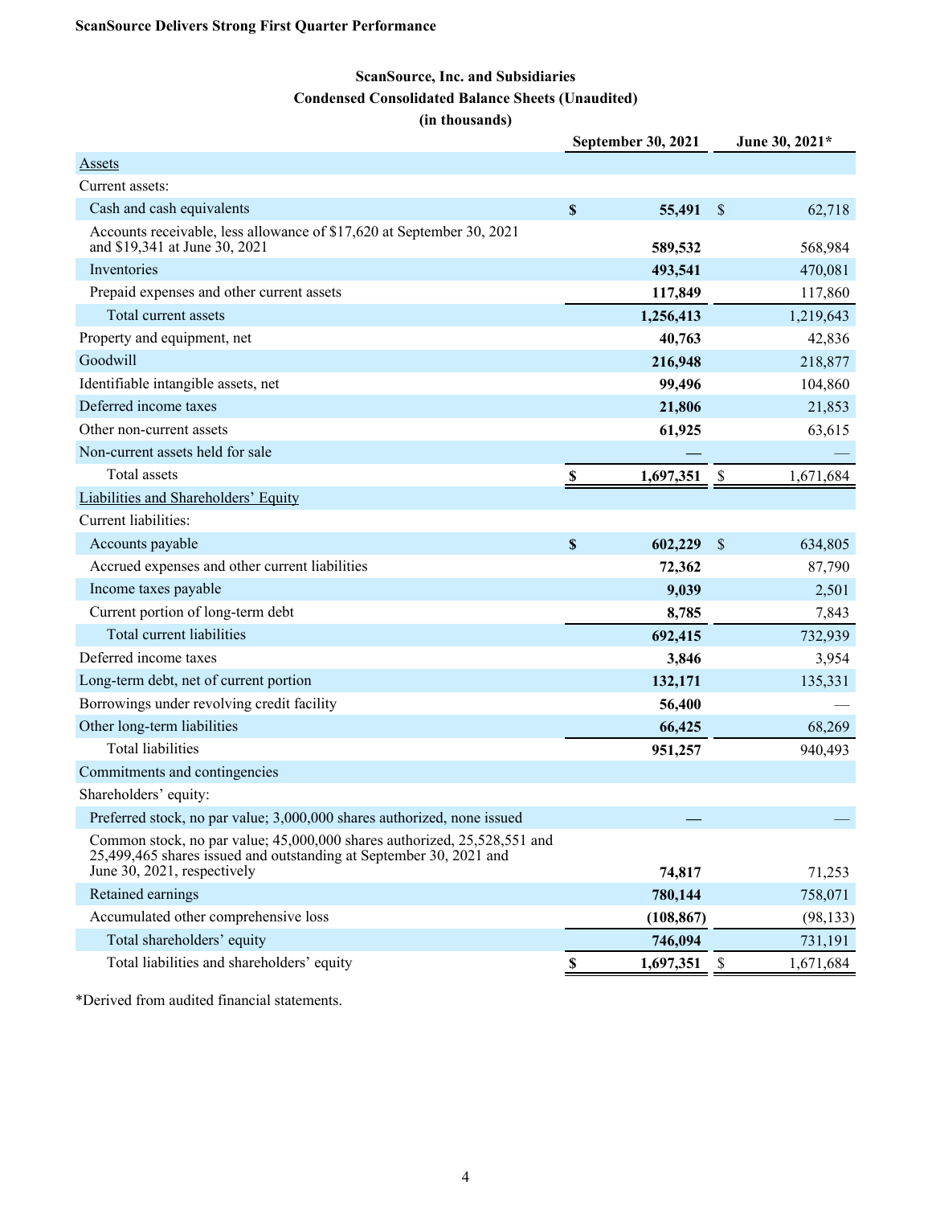**ScanSource Delivers Strong First Quarter Performance**

## ScanSource, Inc. and Subsidiaries
## Condensed Consolidated Balance Sheets (Unaudited)
### (in thousands)

| | September 30, 2021 | June 30, 2021* |
|---|---|---|
| Assets | | |
| Current assets: | | |
| Cash and cash equivalents | $ **55,491** | $ 62,718 |
| Accounts receivable, less allowance of $17,620 at September 30, 2021 and $19,341 at June 30, 2021 | **589,532** | 568,984 |
| Inventories | **493,541** | 470,081 |
| Prepaid expenses and other current assets | **117,849** | 117,860 |
| Total current assets | **1,256,413** | 1,219,643 |
| Property and equipment, net | **40,763** | 42,836 |
| Goodwill | **216,948** | 218,877 |
| Identifiable intangible assets, net | **99,496** | 104,860 |
| Deferred income taxes | **21,806** | 21,853 |
| Other non-current assets | **61,925** | 63,615 |
| Non-current assets held for sale | **—** | — |
| Total assets | $ **1,697,351** | $ 1,671,684 |
| Liabilities and Shareholders' Equity | | |
| Current liabilities: | | |
| Accounts payable | $ **602,229** | $ 634,805 |
| Accrued expenses and other current liabilities | **72,362** | 87,790 |
| Income taxes payable | **9,039** | 2,501 |
| Current portion of long-term debt | **8,785** | 7,843 |
| Total current liabilities | **692,415** | 732,939 |
| Deferred income taxes | **3,846** | 3,954 |
| Long-term debt, net of current portion | **132,171** | 135,331 |
| Borrowings under revolving credit facility | **56,400** | — |
| Other long-term liabilities | **66,425** | 68,269 |
| Total liabilities | **951,257** | 940,493 |
| Commitments and contingencies | | |
| Shareholders' equity: | | |
| Preferred stock, no par value; 3,000,000 shares authorized, none issued | **—** | — |
| Common stock, no par value; 45,000,000 shares authorized, 25,528,551 and 25,499,465 shares issued and outstanding at September 30, 2021 and June 30, 2021, respectively | **74,817** | 71,253 |
| Retained earnings | **780,144** | 758,071 |
| Accumulated other comprehensive loss | **(108,867)** | (98,133) |
| Total shareholders' equity | **746,094** | 731,191 |
| Total liabilities and shareholders' equity | $ **1,697,351** | $ 1,671,684 |

*Derived from audited financial statements.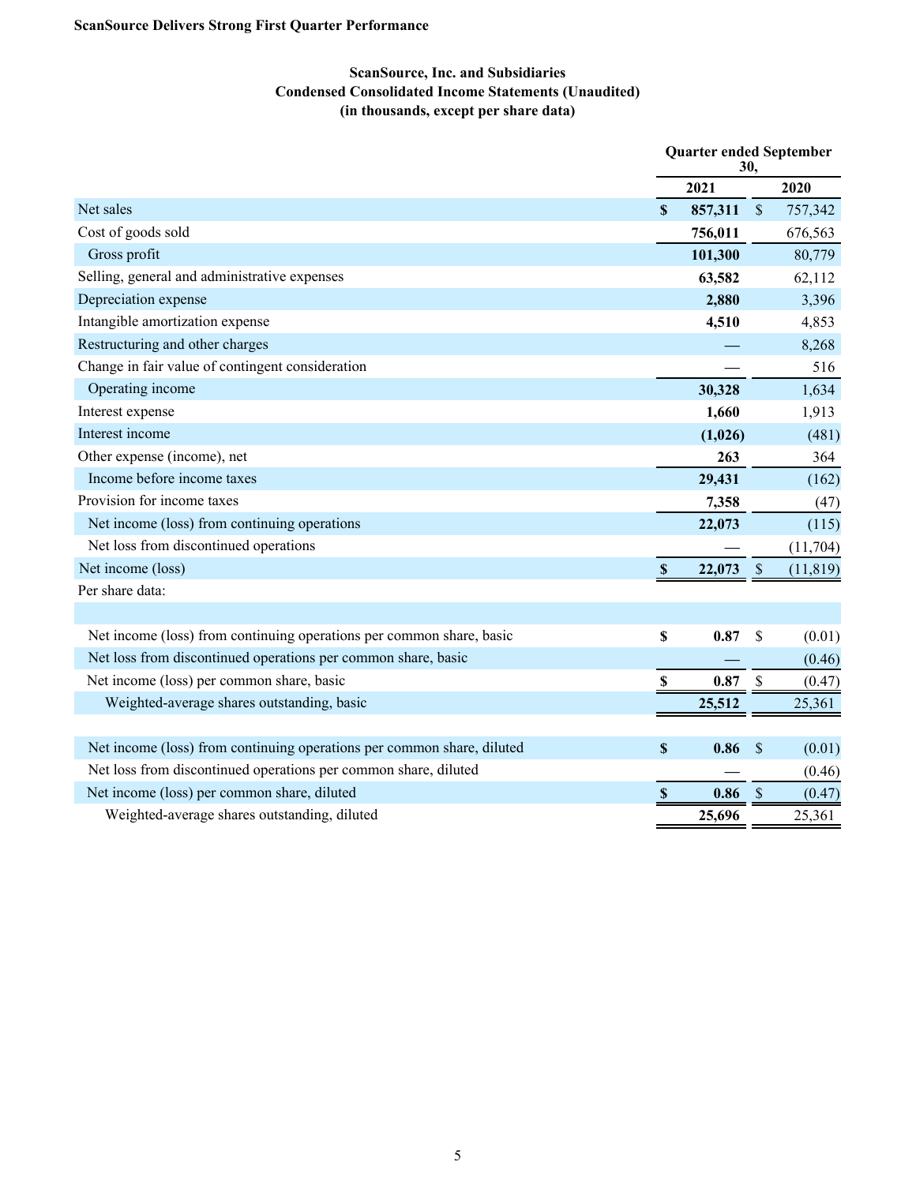**ScanSource Delivers Strong First Quarter Performance**

## ScanSource, Inc. and Subsidiaries
## Condensed Consolidated Income Statements (Unaudited)
## (in thousands, except per share data)

| | Quarter ended September 30, | |
|---|---|---|
| | **2021** | **2020** |
| Net sales | **$ 857,311** | $ 757,342 |
| Cost of goods sold | **756,011** | 676,563 |
| Gross profit | **101,300** | 80,779 |
| Selling, general and administrative expenses | **63,582** | 62,112 |
| Depreciation expense | **2,880** | 3,396 |
| Intangible amortization expense | **4,510** | 4,853 |
| Restructuring and other charges | **—** | 8,268 |
| Change in fair value of contingent consideration | **—** | 516 |
| Operating income | **30,328** | 1,634 |
| Interest expense | **1,660** | 1,913 |
| Interest income | **(1,026)** | (481) |
| Other expense (income), net | **263** | 364 |
| Income before income taxes | **29,431** | (162) |
| Provision for income taxes | **7,358** | (47) |
| Net income (loss) from continuing operations | **22,073** | (115) |
| Net loss from discontinued operations | **—** | (11,704) |
| Net income (loss) | **$ 22,073** | $ (11,819) |
| Per share data: | | |
| | | |
| Net income (loss) from continuing operations per common share, basic | **$ 0.87** | $ (0.01) |
| Net loss from discontinued operations per common share, basic | **—** | (0.46) |
| Net income (loss) per common share, basic | **$ 0.87** | $ (0.47) |
| Weighted-average shares outstanding, basic | **25,512** | 25,361 |
| | | |
| Net income (loss) from continuing operations per common share, diluted | **$ 0.86** | $ (0.01) |
| Net loss from discontinued operations per common share, diluted | **—** | (0.46) |
| Net income (loss) per common share, diluted | **$ 0.86** | $ (0.47) |
| Weighted-average shares outstanding, diluted | **25,696** | 25,361 |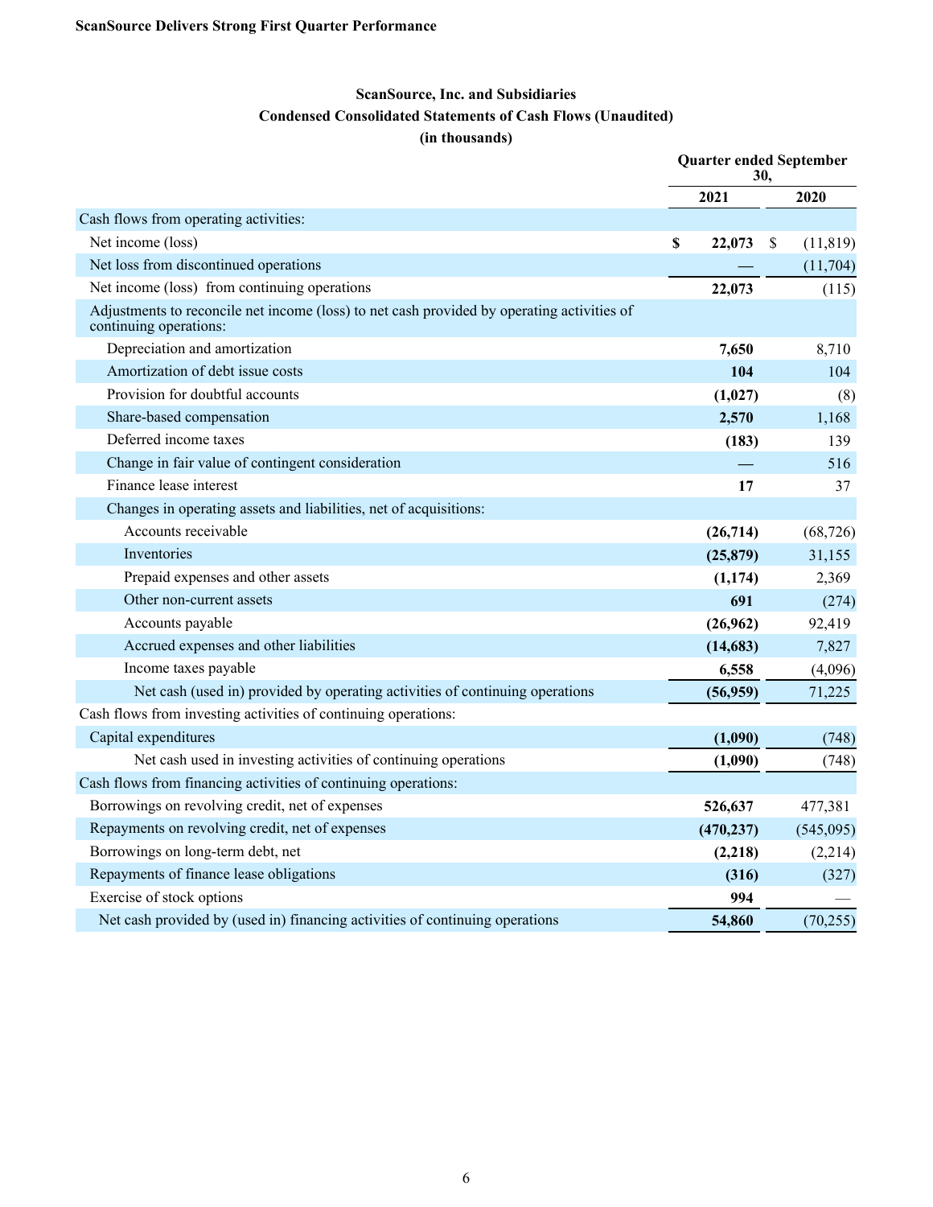**ScanSource Delivers Strong First Quarter Performance**

**ScanSource, Inc. and Subsidiaries**
**Condensed Consolidated Statements of Cash Flows (Unaudited)**
**(in thousands)**

| | Quarter ended September 30, | |
|---|---|---|
| | **2021** | **2020** |
| Cash flows from operating activities: | | |
| Net income (loss) | **$ 22,073** | $ (11,819) |
| Net loss from discontinued operations | **—** | (11,704) |
| Net income (loss) from continuing operations | **22,073** | (115) |
| Adjustments to reconcile net income (loss) to net cash provided by operating activities of continuing operations: | | |
| Depreciation and amortization | **7,650** | 8,710 |
| Amortization of debt issue costs | **104** | 104 |
| Provision for doubtful accounts | **(1,027)** | (8) |
| Share-based compensation | **2,570** | 1,168 |
| Deferred income taxes | **(183)** | 139 |
| Change in fair value of contingent consideration | **—** | 516 |
| Finance lease interest | **17** | 37 |
| Changes in operating assets and liabilities, net of acquisitions: | | |
| Accounts receivable | **(26,714)** | (68,726) |
| Inventories | **(25,879)** | 31,155 |
| Prepaid expenses and other assets | **(1,174)** | 2,369 |
| Other non-current assets | **691** | (274) |
| Accounts payable | **(26,962)** | 92,419 |
| Accrued expenses and other liabilities | **(14,683)** | 7,827 |
| Income taxes payable | **6,558** | (4,096) |
| Net cash (used in) provided by operating activities of continuing operations | **(56,959)** | 71,225 |
| Cash flows from investing activities of continuing operations: | | |
| Capital expenditures | **(1,090)** | (748) |
| Net cash used in investing activities of continuing operations | **(1,090)** | (748) |
| Cash flows from financing activities of continuing operations: | | |
| Borrowings on revolving credit, net of expenses | **526,637** | 477,381 |
| Repayments on revolving credit, net of expenses | **(470,237)** | (545,095) |
| Borrowings on long-term debt, net | **(2,218)** | (2,214) |
| Repayments of finance lease obligations | **(316)** | (327) |
| Exercise of stock options | **994** | — |
| Net cash provided by (used in) financing activities of continuing operations | **54,860** | (70,255) |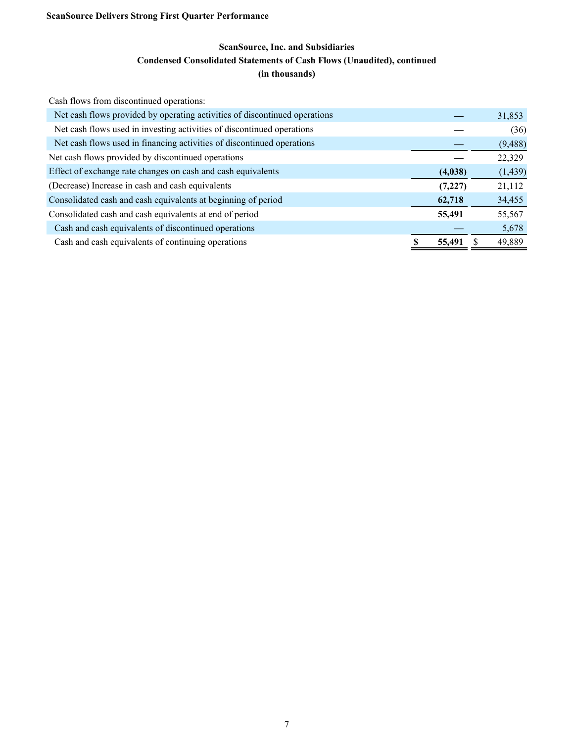## ScanSource, Inc. and Subsidiaries

### Condensed Consolidated Statements of Cash Flows (Unaudited), continued

### (in thousands)

| | | |
|---|---|---|
| Cash flows from discontinued operations: | | |
| Net cash flows provided by operating activities of discontinued operations | — | 31,853 |
| Net cash flows used in investing activities of discontinued operations | — | (36) |
| Net cash flows used in financing activities of discontinued operations | — | (9,488) |
| Net cash flows provided by discontinued operations | — | 22,329 |
| Effect of exchange rate changes on cash and cash equivalents | **(4,038)** | (1,439) |
| (Decrease) Increase in cash and cash equivalents | **(7,227)** | 21,112 |
| Consolidated cash and cash equivalents at beginning of period | **62,718** | 34,455 |
| Consolidated cash and cash equivalents at end of period | **55,491** | 55,567 |
| Cash and cash equivalents of discontinued operations | — | 5,678 |
| Cash and cash equivalents of continuing operations | **$ 55,491** | $ 49,889 |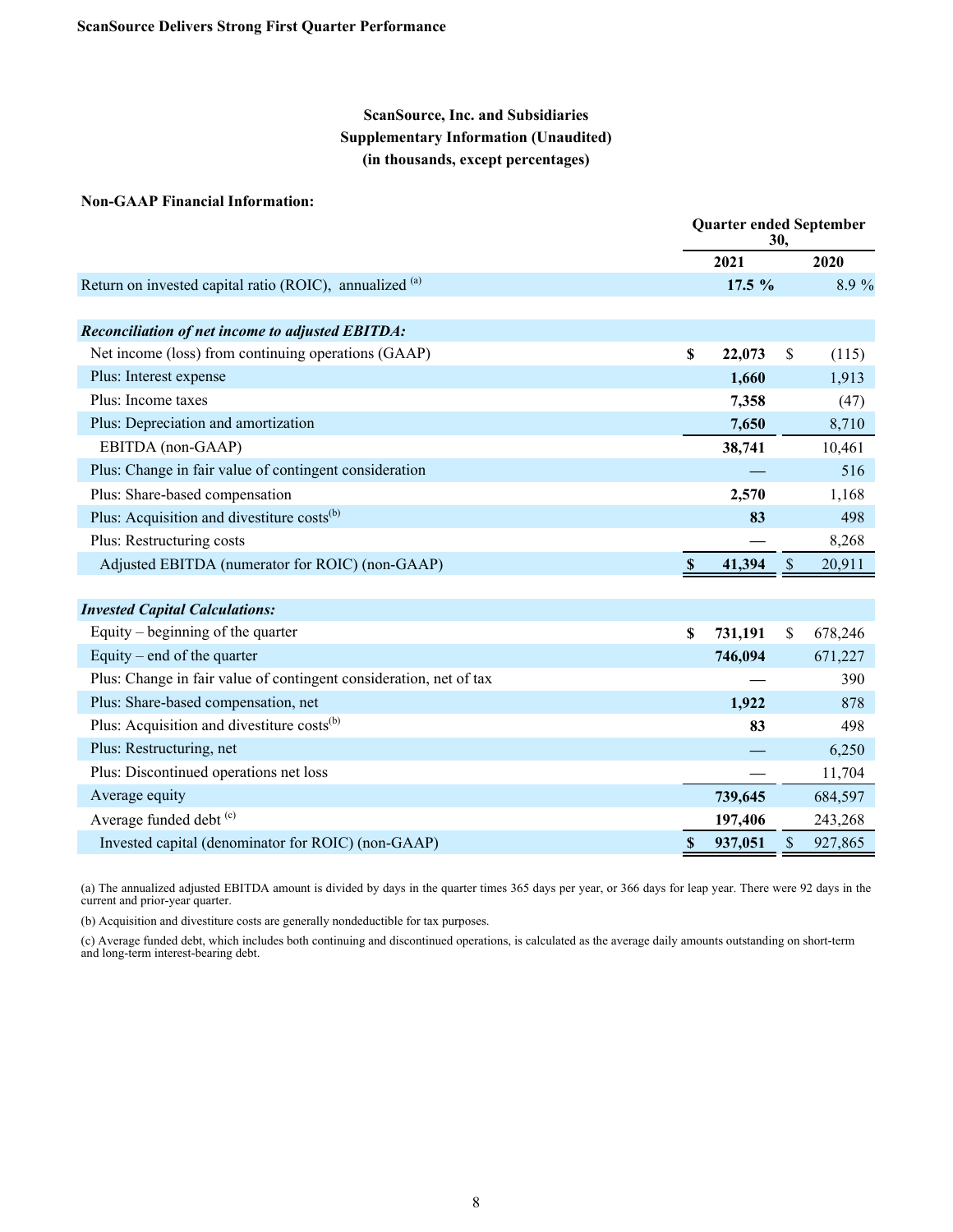ScanSource Delivers Strong First Quarter Performance

## ScanSource, Inc. and Subsidiaries
## Supplementary Information (Unaudited)
## (in thousands, except percentages)

**Non-GAAP Financial Information:**

| | Quarter ended September 30, | |
|---|---|---|
| | **2021** | **2020** |
| Return on invested capital ratio (ROIC), annualized [(a)] | **17.5 %** | 8.9 % |
| | | |
| ***Reconciliation of net income to adjusted EBITDA:*** | | |
| Net income (loss) from continuing operations (GAAP) | **$ 22,073** | $ (115) |
| Plus: Interest expense | **1,660** | 1,913 |
| Plus: Income taxes | **7,358** | (47) |
| Plus: Depreciation and amortization | **7,650** | 8,710 |
| EBITDA (non-GAAP) | **38,741** | 10,461 |
| Plus: Change in fair value of contingent consideration | **—** | 516 |
| Plus: Share-based compensation | **2,570** | 1,168 |
| Plus: Acquisition and divestiture costs[(b)] | **83** | 498 |
| Plus: Restructuring costs | **—** | 8,268 |
| Adjusted EBITDA (numerator for ROIC) (non-GAAP) | **$ 41,394** | $ 20,911 |
| | | |
| ***Invested Capital Calculations:*** | | |
| Equity – beginning of the quarter | **$ 731,191** | $ 678,246 |
| Equity – end of the quarter | **746,094** | 671,227 |
| Plus: Change in fair value of contingent consideration, net of tax | **—** | 390 |
| Plus: Share-based compensation, net | **1,922** | 878 |
| Plus: Acquisition and divestiture costs[(b)] | **83** | 498 |
| Plus: Restructuring, net | **—** | 6,250 |
| Plus: Discontinued operations net loss | **—** | 11,704 |
| Average equity | **739,645** | 684,597 |
| Average funded debt [(c)] | **197,406** | 243,268 |
| Invested capital (denominator for ROIC) (non-GAAP) | **$ 937,051** | $ 927,865 |

(a) The annualized adjusted EBITDA amount is divided by days in the quarter times 365 days per year, or 366 days for leap year. There were 92 days in the current and prior-year quarter.

(b) Acquisition and divestiture costs are generally nondeductible for tax purposes.

(c) Average funded debt, which includes both continuing and discontinued operations, is calculated as the average daily amounts outstanding on short-term and long-term interest-bearing debt.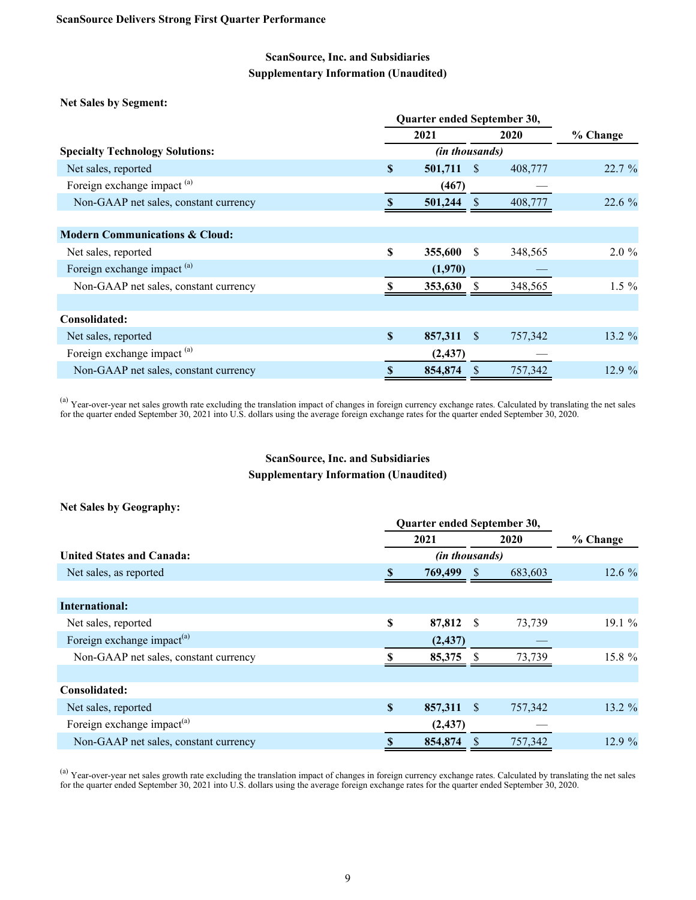**ScanSource Delivers Strong First Quarter Performance**

## ScanSource, Inc. and Subsidiaries
## Supplementary Information (Unaudited)

**Net Sales by Segment:**

| | Quarter ended September 30, | | |
|---|---|---|---|
| | 2021 | 2020 | % Change |
| **Specialty Technology Solutions:** | *(in thousands)* | | |
| Net sales, reported | $ 501,711 | $ 408,777 | 22.7 % |
| Foreign exchange impact [a] | (467) | — | |
| Non-GAAP net sales, constant currency | $ 501,244 | $ 408,777 | 22.6 % |
| | | | |
| **Modern Communications & Cloud:** | | | |
| Net sales, reported | $ 355,600 | $ 348,565 | 2.0 % |
| Foreign exchange impact [a] | (1,970) | — | |
| Non-GAAP net sales, constant currency | $ 353,630 | $ 348,565 | 1.5 % |
| | | | |
| **Consolidated:** | | | |
| Net sales, reported | $ 857,311 | $ 757,342 | 13.2 % |
| Foreign exchange impact [a] | (2,437) | — | |
| Non-GAAP net sales, constant currency | $ 854,874 | $ 757,342 | 12.9 % |

[a] Year-over-year net sales growth rate excluding the translation impact of changes in foreign currency exchange rates. Calculated by translating the net sales for the quarter ended September 30, 2021 into U.S. dollars using the average foreign exchange rates for the quarter ended September 30, 2020.

## ScanSource, Inc. and Subsidiaries
## Supplementary Information (Unaudited)

**Net Sales by Geography:**

| | Quarter ended September 30, | | |
|---|---|---|---|
| | 2021 | 2020 | % Change |
| **United States and Canada:** | *(in thousands)* | | |
| Net sales, as reported | $ 769,499 | $ 683,603 | 12.6 % |
| | | | |
| **International:** | | | |
| Net sales, reported | $ 87,812 | $ 73,739 | 19.1 % |
| Foreign exchange impact [a] | (2,437) | — | |
| Non-GAAP net sales, constant currency | $ 85,375 | $ 73,739 | 15.8 % |
| | | | |
| **Consolidated:** | | | |
| Net sales, reported | $ 857,311 | $ 757,342 | 13.2 % |
| Foreign exchange impact [a] | (2,437) | — | |
| Non-GAAP net sales, constant currency | $ 854,874 | $ 757,342 | 12.9 % |

[a] Year-over-year net sales growth rate excluding the translation impact of changes in foreign currency exchange rates. Calculated by translating the net sales for the quarter ended September 30, 2021 into U.S. dollars using the average foreign exchange rates for the quarter ended September 30, 2020.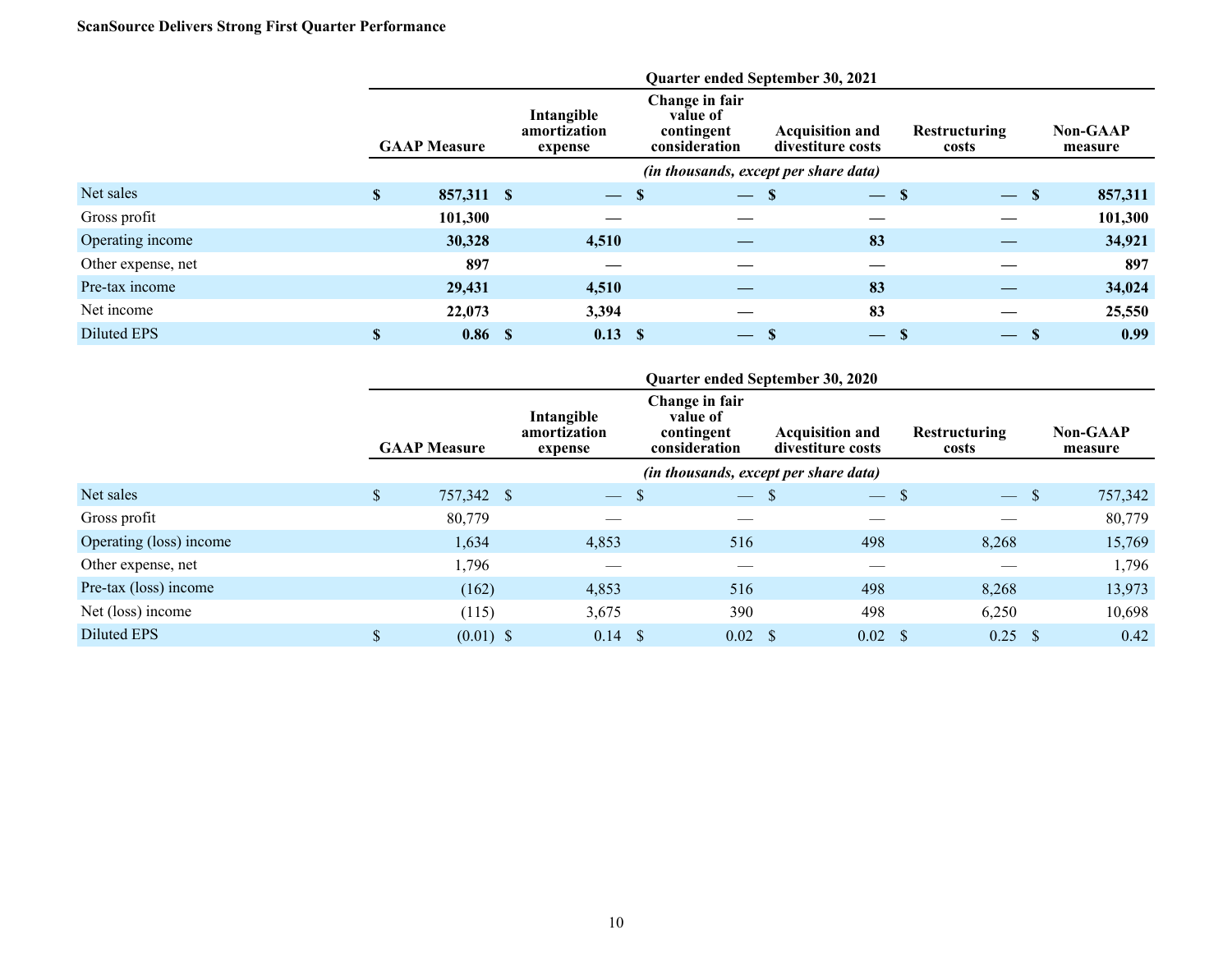**ScanSource Delivers Strong First Quarter Performance**

| | Quarter ended September 30, 2021 | | | | | |
|---|---|---|---|---|---|---|
| | GAAP Measure | Intangible amortization expense | Change in fair value of contingent consideration | Acquisition and divestiture costs | Restructuring costs | Non-GAAP measure |
| | *(in thousands, except per share data)* | | | | | |
| **Net sales** | **$ 857,311** | **$ —** | **$ —** | **$ —** | **$ —** | **$ 857,311** |
| **Gross profit** | **101,300** | **—** | **—** | **—** | **—** | **101,300** |
| **Operating income** | **30,328** | **4,510** | **—** | **83** | **—** | **34,921** |
| **Other expense, net** | **897** | **—** | **—** | **—** | **—** | **897** |
| **Pre-tax income** | **29,431** | **4,510** | **—** | **83** | **—** | **34,024** |
| **Net income** | **22,073** | **3,394** | **—** | **83** | **—** | **25,550** |
| **Diluted EPS** | **$ 0.86** | **$ 0.13** | **$ —** | **$ —** | **$ —** | **$ 0.99** |

| | Quarter ended September 30, 2020 | | | | | |
|---|---|---|---|---|---|---|
| | GAAP Measure | Intangible amortization expense | Change in fair value of contingent consideration | Acquisition and divestiture costs | Restructuring costs | Non-GAAP measure |
| | *(in thousands, except per share data)* | | | | | |
| Net sales | $ 757,342 | $ — | $ — | $ — | $ — | $ 757,342 |
| Gross profit | 80,779 | — | — | — | — | 80,779 |
| Operating (loss) income | 1,634 | 4,853 | 516 | 498 | 8,268 | 15,769 |
| Other expense, net | 1,796 | — | — | — | — | 1,796 |
| Pre-tax (loss) income | (162) | 4,853 | 516 | 498 | 8,268 | 13,973 |
| Net (loss) income | (115) | 3,675 | 390 | 498 | 6,250 | 10,698 |
| Diluted EPS | $ (0.01) | $ 0.14 | $ 0.02 | $ 0.02 | $ 0.25 | $ 0.42 |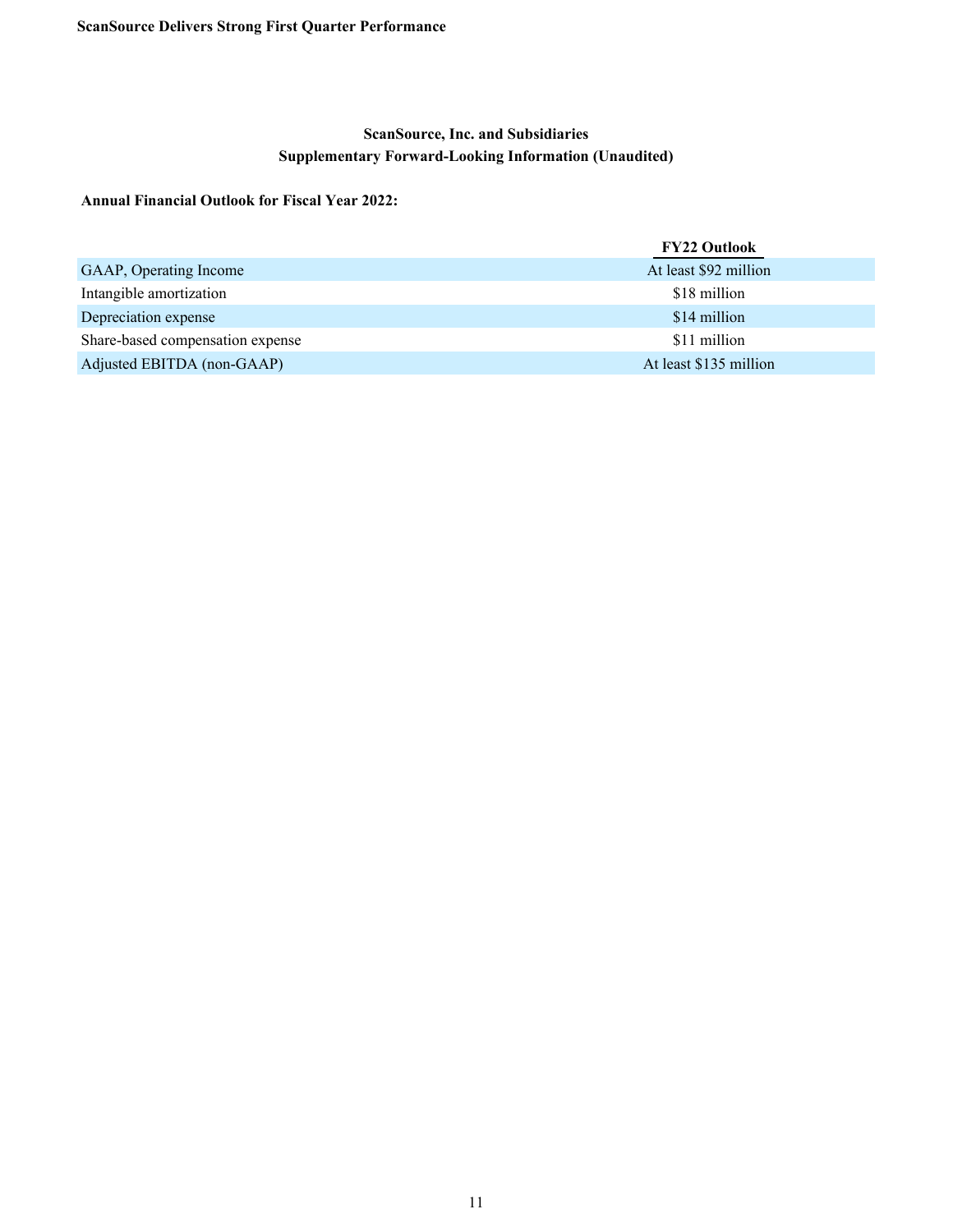**ScanSource, Inc. and Subsidiaries**
**Supplementary Forward-Looking Information (Unaudited)**

**Annual Financial Outlook for Fiscal Year 2022:**

| | FY22 Outlook |
|---|---|
| GAAP, Operating Income | At least $92 million |
| Intangible amortization | $18 million |
| Depreciation expense | $14 million |
| Share-based compensation expense | $11 million |
| Adjusted EBITDA (non-GAAP) | At least $135 million |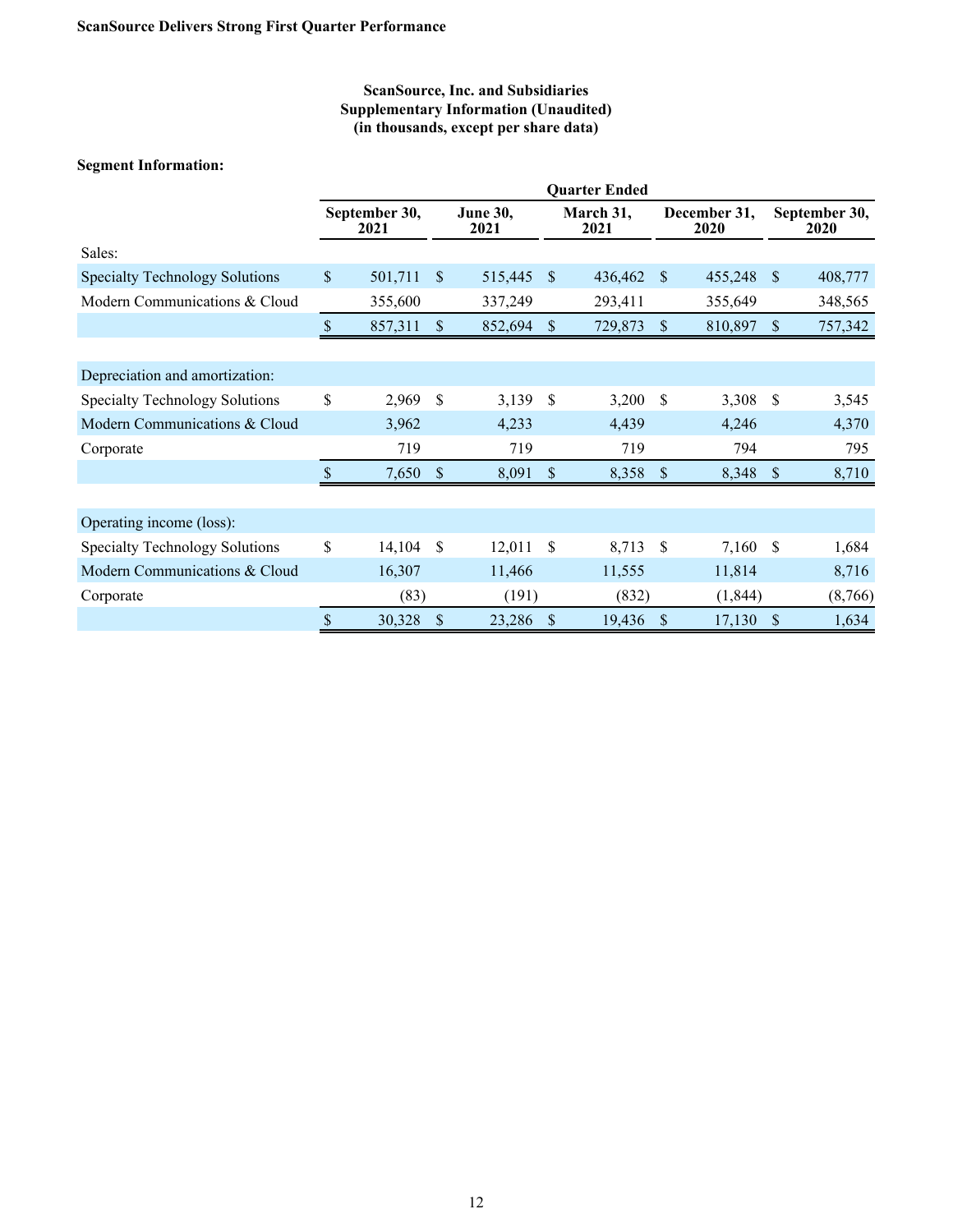ScanSource Delivers Strong First Quarter Performance

**ScanSource, Inc. and Subsidiaries**
**Supplementary Information (Unaudited)**
**(in thousands, except per share data)**

**Segment Information:**

| | Quarter Ended | | | | |
|---|---|---|---|---|---|
| | September 30, 2021 | June 30, 2021 | March 31, 2021 | December 31, 2020 | September 30, 2020 |
| Sales: | | | | | |
| Specialty Technology Solutions | $ 501,711 | $ 515,445 | $ 436,462 | $ 455,248 | $ 408,777 |
| Modern Communications & Cloud | 355,600 | 337,249 | 293,411 | 355,649 | 348,565 |
| | $ 857,311 | $ 852,694 | $ 729,873 | $ 810,897 | $ 757,342 |
| | | | | | |
| Depreciation and amortization: | | | | | |
| Specialty Technology Solutions | $ 2,969 | $ 3,139 | $ 3,200 | $ 3,308 | $ 3,545 |
| Modern Communications & Cloud | 3,962 | 4,233 | 4,439 | 4,246 | 4,370 |
| Corporate | 719 | 719 | 719 | 794 | 795 |
| | $ 7,650 | $ 8,091 | $ 8,358 | $ 8,348 | $ 8,710 |
| | | | | | |
| Operating income (loss): | | | | | |
| Specialty Technology Solutions | $ 14,104 | $ 12,011 | $ 8,713 | $ 7,160 | $ 1,684 |
| Modern Communications & Cloud | 16,307 | 11,466 | 11,555 | 11,814 | 8,716 |
| Corporate | (83) | (191) | (832) | (1,844) | (8,766) |
| | $ 30,328 | $ 23,286 | $ 19,436 | $ 17,130 | $ 1,634 |